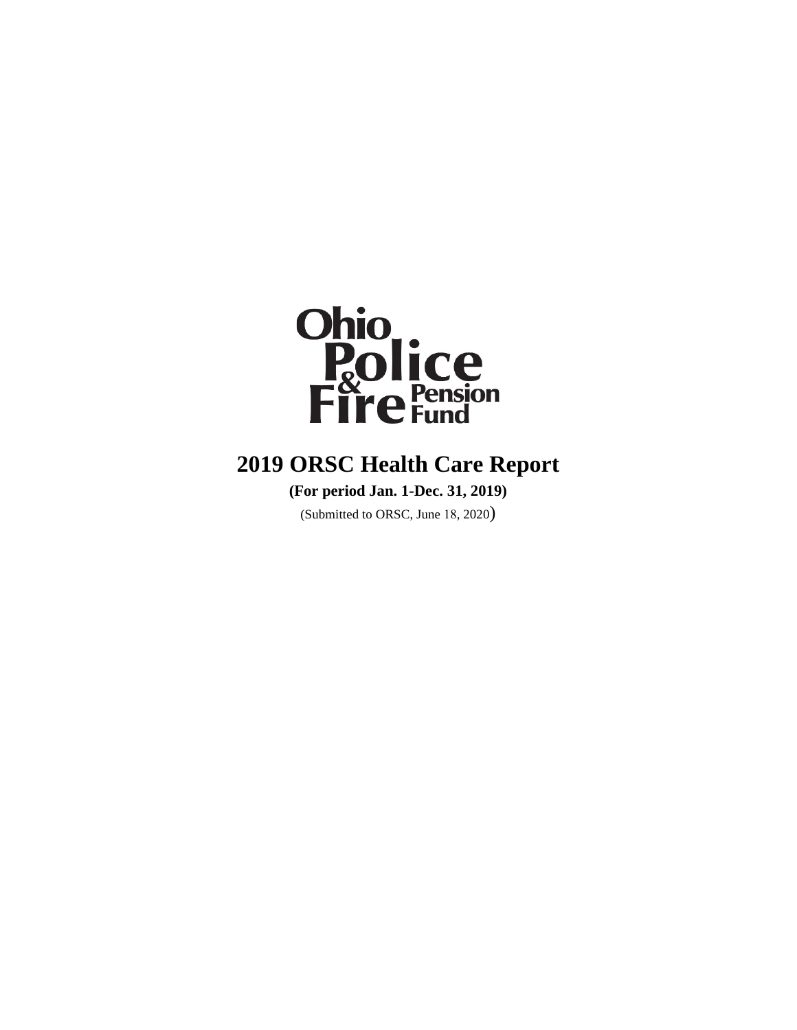Ohio Police & Fire Pension Fund

# 2019 ORSC Health Care Report

**(For period Jan. 1-Dec. 31, 2019)**

(Submitted to ORSC, June 18, 2020)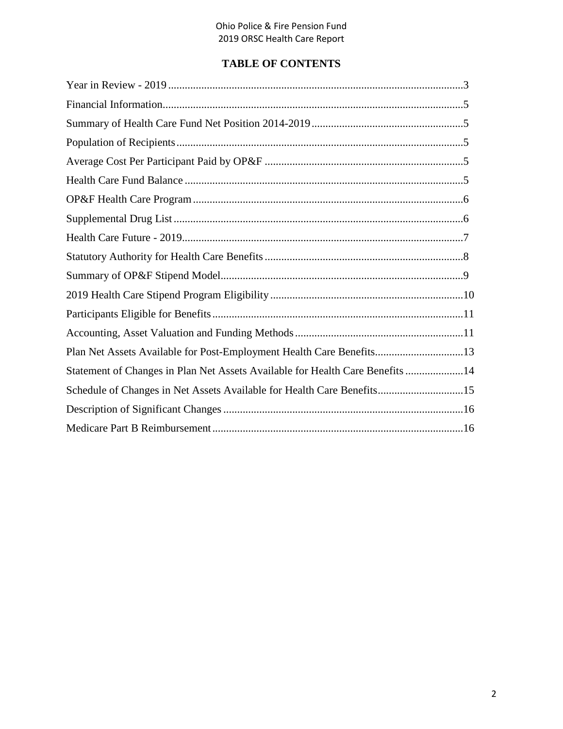# TABLE OF CONTENTS

| | |
|---|---|
| Year in Review - 2019 | 3 |
| Financial Information | 5 |
| Summary of Health Care Fund Net Position 2014-2019 | 5 |
| Population of Recipients | 5 |
| Average Cost Per Participant Paid by OP&F | 5 |
| Health Care Fund Balance | 5 |
| OP&F Health Care Program | 6 |
| Supplemental Drug List | 6 |
| Health Care Future - 2019 | 7 |
| Statutory Authority for Health Care Benefits | 8 |
| Summary of OP&F Stipend Model | 9 |
| 2019 Health Care Stipend Program Eligibility | 10 |
| Participants Eligible for Benefits | 11 |
| Accounting, Asset Valuation and Funding Methods | 11 |
| Plan Net Assets Available for Post-Employment Health Care Benefits | 13 |
| Statement of Changes in Plan Net Assets Available for Health Care Benefits | 14 |
| Schedule of Changes in Net Assets Available for Health Care Benefits | 15 |
| Description of Significant Changes | 16 |
| Medicare Part B Reimbursement | 16 |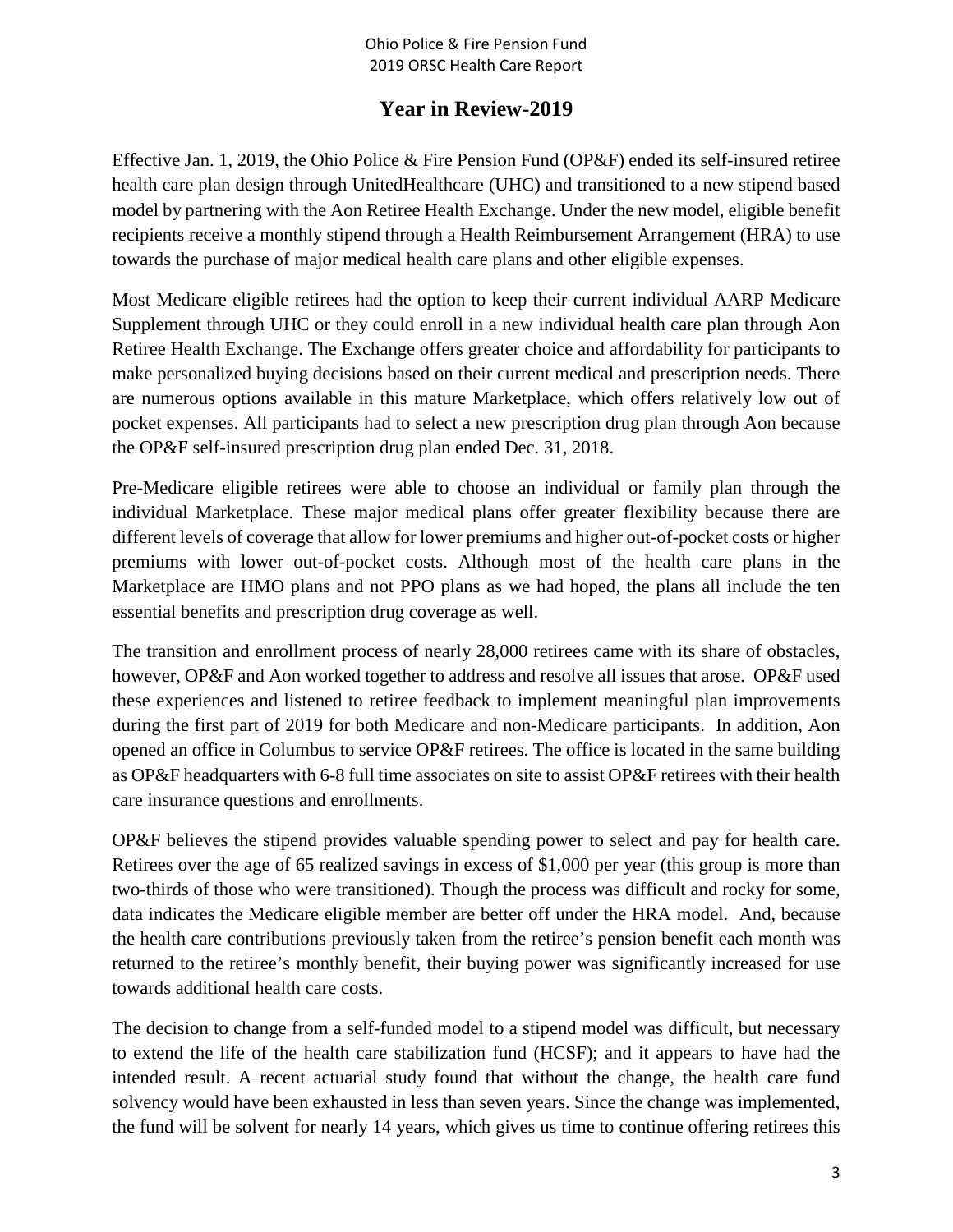## Year in Review-2019

Effective Jan. 1, 2019, the Ohio Police & Fire Pension Fund (OP&F) ended its self-insured retiree health care plan design through UnitedHealthcare (UHC) and transitioned to a new stipend based model by partnering with the Aon Retiree Health Exchange. Under the new model, eligible benefit recipients receive a monthly stipend through a Health Reimbursement Arrangement (HRA) to use towards the purchase of major medical health care plans and other eligible expenses.

Most Medicare eligible retirees had the option to keep their current individual AARP Medicare Supplement through UHC or they could enroll in a new individual health care plan through Aon Retiree Health Exchange. The Exchange offers greater choice and affordability for participants to make personalized buying decisions based on their current medical and prescription needs. There are numerous options available in this mature Marketplace, which offers relatively low out of pocket expenses. All participants had to select a new prescription drug plan through Aon because the OP&F self-insured prescription drug plan ended Dec. 31, 2018.

Pre-Medicare eligible retirees were able to choose an individual or family plan through the individual Marketplace. These major medical plans offer greater flexibility because there are different levels of coverage that allow for lower premiums and higher out-of-pocket costs or higher premiums with lower out-of-pocket costs. Although most of the health care plans in the Marketplace are HMO plans and not PPO plans as we had hoped, the plans all include the ten essential benefits and prescription drug coverage as well.

The transition and enrollment process of nearly 28,000 retirees came with its share of obstacles, however, OP&F and Aon worked together to address and resolve all issues that arose. OP&F used these experiences and listened to retiree feedback to implement meaningful plan improvements during the first part of 2019 for both Medicare and non-Medicare participants. In addition, Aon opened an office in Columbus to service OP&F retirees. The office is located in the same building as OP&F headquarters with 6-8 full time associates on site to assist OP&F retirees with their health care insurance questions and enrollments.

OP&F believes the stipend provides valuable spending power to select and pay for health care. Retirees over the age of 65 realized savings in excess of $1,000 per year (this group is more than two-thirds of those who were transitioned). Though the process was difficult and rocky for some, data indicates the Medicare eligible member are better off under the HRA model. And, because the health care contributions previously taken from the retiree's pension benefit each month was returned to the retiree's monthly benefit, their buying power was significantly increased for use towards additional health care costs.

The decision to change from a self-funded model to a stipend model was difficult, but necessary to extend the life of the health care stabilization fund (HCSF); and it appears to have had the intended result. A recent actuarial study found that without the change, the health care fund solvency would have been exhausted in less than seven years. Since the change was implemented, the fund will be solvent for nearly 14 years, which gives us time to continue offering retirees this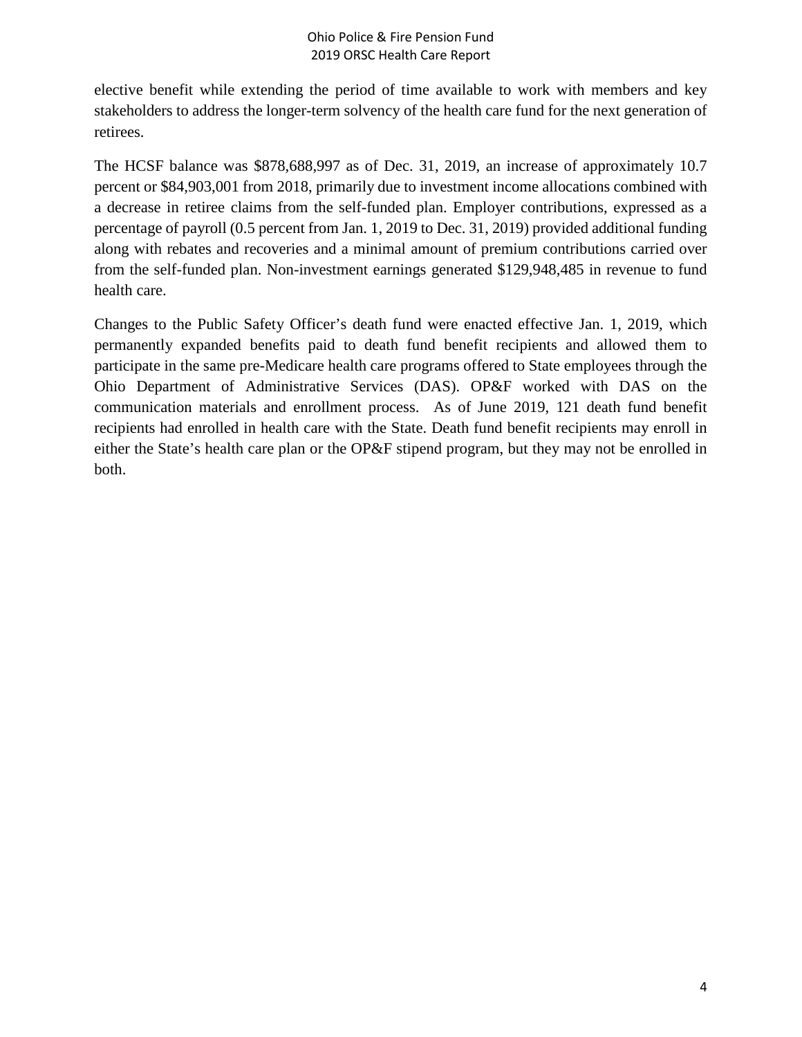elective benefit while extending the period of time available to work with members and key stakeholders to address the longer-term solvency of the health care fund for the next generation of retirees.

The HCSF balance was $878,688,997 as of Dec. 31, 2019, an increase of approximately 10.7 percent or $84,903,001 from 2018, primarily due to investment income allocations combined with a decrease in retiree claims from the self-funded plan. Employer contributions, expressed as a percentage of payroll (0.5 percent from Jan. 1, 2019 to Dec. 31, 2019) provided additional funding along with rebates and recoveries and a minimal amount of premium contributions carried over from the self-funded plan. Non-investment earnings generated $129,948,485 in revenue to fund health care.

Changes to the Public Safety Officer's death fund were enacted effective Jan. 1, 2019, which permanently expanded benefits paid to death fund benefit recipients and allowed them to participate in the same pre-Medicare health care programs offered to State employees through the Ohio Department of Administrative Services (DAS). OP&F worked with DAS on the communication materials and enrollment process. As of June 2019, 121 death fund benefit recipients had enrolled in health care with the State. Death fund benefit recipients may enroll in either the State's health care plan or the OP&F stipend program, but they may not be enrolled in both.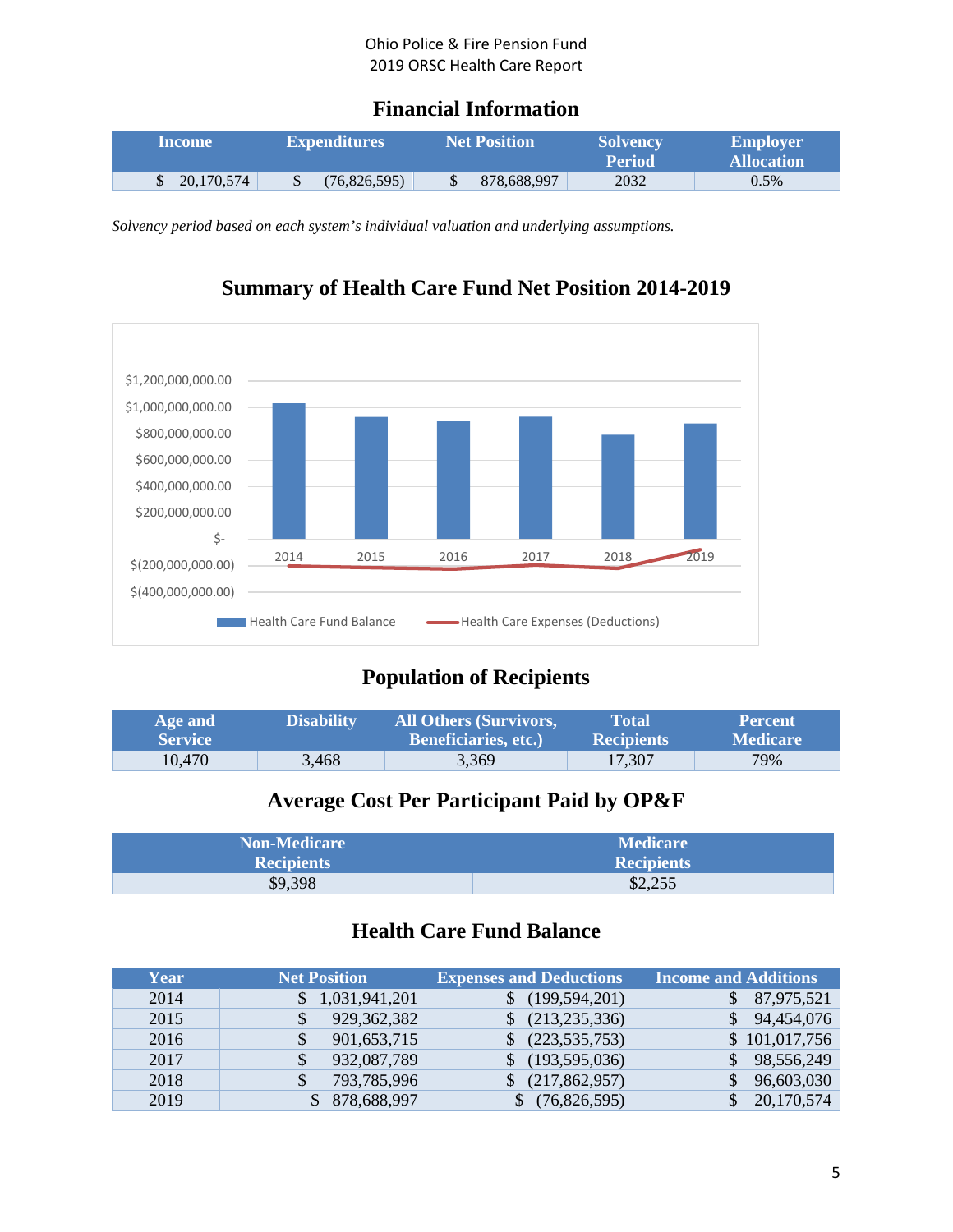## Financial Information

| Income | Expenditures | Net Position | Solvency Period | Employer Allocation |
|---|---|---|---|---|
| $ 20,170,574 | $ (76,826,595) | $ 878,688,997 | 2032 | 0.5% |

*Solvency period based on each system's individual valuation and underlying assumptions.*

## Summary of Health Care Fund Net Position 2014-2019

## Population of Recipients

| Age and Service | Disability | All Others (Survivors, Beneficiaries, etc.) | Total Recipients | Percent Medicare |
|---|---|---|---|---|
| 10,470 | 3,468 | 3,369 | 17,307 | 79% |

## Average Cost Per Participant Paid by OP&F

| Non-Medicare Recipients | Medicare Recipients |
|---|---|
| $9,398 | $2,255 |

## Health Care Fund Balance

| Year | Net Position | Expenses and Deductions | Income and Additions |
|---|---|---|---|
| 2014 | $ 1,031,941,201 | $ (199,594,201) | $ 87,975,521 |
| 2015 | $ 929,362,382 | $ (213,235,336) | $ 94,454,076 |
| 2016 | $ 901,653,715 | $ (223,535,753) | $ 101,017,756 |
| 2017 | $ 932,087,789 | $ (193,595,036) | $ 98,556,249 |
| 2018 | $ 793,785,996 | $ (217,862,957) | $ 96,603,030 |
| 2019 | $ 878,688,997 | $ (76,826,595) | $ 20,170,574 |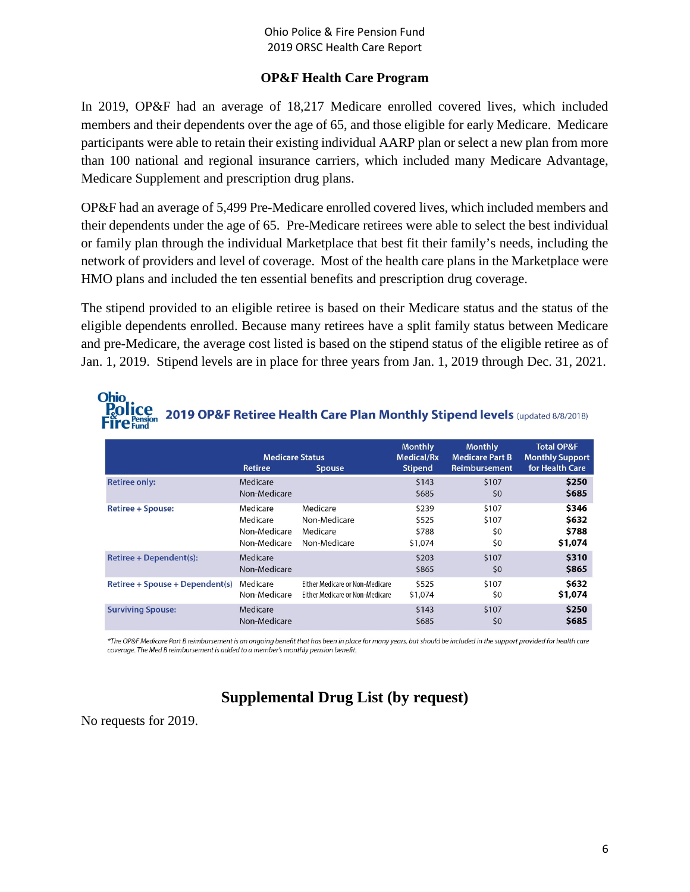## OP&F Health Care Program

In 2019, OP&F had an average of 18,217 Medicare enrolled covered lives, which included members and their dependents over the age of 65, and those eligible for early Medicare. Medicare participants were able to retain their existing individual AARP plan or select a new plan from more than 100 national and regional insurance carriers, which included many Medicare Advantage, Medicare Supplement and prescription drug plans.

OP&F had an average of 5,499 Pre-Medicare enrolled covered lives, which included members and their dependents under the age of 65. Pre-Medicare retirees were able to select the best individual or family plan through the individual Marketplace that best fit their family's needs, including the network of providers and level of coverage. Most of the health care plans in the Marketplace were HMO plans and included the ten essential benefits and prescription drug coverage.

The stipend provided to an eligible retiree is based on their Medicare status and the status of the eligible dependents enrolled. Because many retirees have a split family status between Medicare and pre-Medicare, the average cost listed is based on the stipend status of the eligible retiree as of Jan. 1, 2019. Stipend levels are in place for three years from Jan. 1, 2019 through Dec. 31, 2021.

### 2019 OP&F Retiree Health Care Plan Monthly Stipend levels (updated 8/8/2018)

| | Medicare Status | | Monthly Medical/Rx Stipend | Monthly Medicare Part B Reimbursement | Total OP&F Monthly Support for Health Care |
|---|---|---|---|---|---|
| | Retiree | Spouse | | | |
| Retiree only: | Medicare | | $143 | $107 | **$250** |
| | Non-Medicare | | $685 | $0 | **$685** |
| Retiree + Spouse: | Medicare | Medicare | $239 | $107 | **$346** |
| | Medicare | Non-Medicare | $525 | $107 | **$632** |
| | Non-Medicare | Medicare | $788 | $0 | **$788** |
| | Non-Medicare | Non-Medicare | $1,074 | $0 | **$1,074** |
| Retiree + Dependent(s): | Medicare | | $203 | $107 | **$310** |
| | Non-Medicare | | $865 | $0 | **$865** |
| Retiree + Spouse + Dependent(s) | Medicare | Either Medicare or Non-Medicare | $525 | $107 | **$632** |
| | Non-Medicare | Either Medicare or Non-Medicare | $1,074 | $0 | **$1,074** |
| Surviving Spouse: | Medicare | | $143 | $107 | **$250** |
| | Non-Medicare | | $685 | $0 | **$685** |

*\*The OP&F Medicare Part B reimbursement is an ongoing benefit that has been in place for many years, but should be included in the support provided for health care coverage. The Med B reimbursement is added to a member's monthly pension benefit.*

## Supplemental Drug List (by request)

No requests for 2019.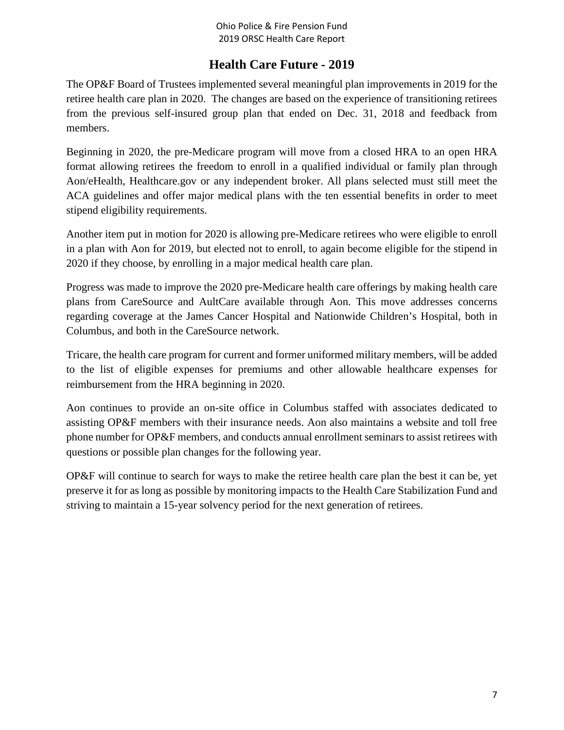## Health Care Future - 2019

The OP&F Board of Trustees implemented several meaningful plan improvements in 2019 for the retiree health care plan in 2020. The changes are based on the experience of transitioning retirees from the previous self-insured group plan that ended on Dec. 31, 2018 and feedback from members.

Beginning in 2020, the pre-Medicare program will move from a closed HRA to an open HRA format allowing retirees the freedom to enroll in a qualified individual or family plan through Aon/eHealth, Healthcare.gov or any independent broker. All plans selected must still meet the ACA guidelines and offer major medical plans with the ten essential benefits in order to meet stipend eligibility requirements.

Another item put in motion for 2020 is allowing pre-Medicare retirees who were eligible to enroll in a plan with Aon for 2019, but elected not to enroll, to again become eligible for the stipend in 2020 if they choose, by enrolling in a major medical health care plan.

Progress was made to improve the 2020 pre-Medicare health care offerings by making health care plans from CareSource and AultCare available through Aon. This move addresses concerns regarding coverage at the James Cancer Hospital and Nationwide Children's Hospital, both in Columbus, and both in the CareSource network.

Tricare, the health care program for current and former uniformed military members, will be added to the list of eligible expenses for premiums and other allowable healthcare expenses for reimbursement from the HRA beginning in 2020.

Aon continues to provide an on-site office in Columbus staffed with associates dedicated to assisting OP&F members with their insurance needs. Aon also maintains a website and toll free phone number for OP&F members, and conducts annual enrollment seminars to assist retirees with questions or possible plan changes for the following year.

OP&F will continue to search for ways to make the retiree health care plan the best it can be, yet preserve it for as long as possible by monitoring impacts to the Health Care Stabilization Fund and striving to maintain a 15-year solvency period for the next generation of retirees.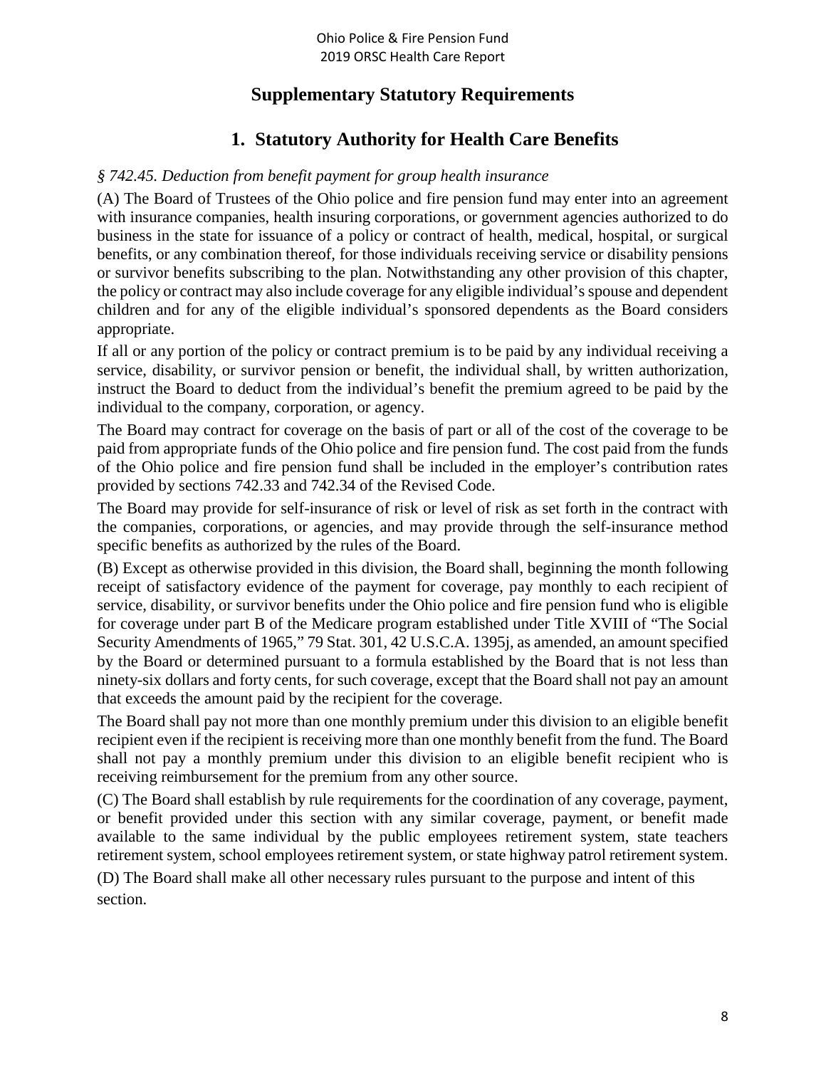## Supplementary Statutory Requirements

## 1. Statutory Authority for Health Care Benefits

*§ 742.45. Deduction from benefit payment for group health insurance*

(A) The Board of Trustees of the Ohio police and fire pension fund may enter into an agreement with insurance companies, health insuring corporations, or government agencies authorized to do business in the state for issuance of a policy or contract of health, medical, hospital, or surgical benefits, or any combination thereof, for those individuals receiving service or disability pensions or survivor benefits subscribing to the plan. Notwithstanding any other provision of this chapter, the policy or contract may also include coverage for any eligible individual's spouse and dependent children and for any of the eligible individual's sponsored dependents as the Board considers appropriate.

If all or any portion of the policy or contract premium is to be paid by any individual receiving a service, disability, or survivor pension or benefit, the individual shall, by written authorization, instruct the Board to deduct from the individual's benefit the premium agreed to be paid by the individual to the company, corporation, or agency.

The Board may contract for coverage on the basis of part or all of the cost of the coverage to be paid from appropriate funds of the Ohio police and fire pension fund. The cost paid from the funds of the Ohio police and fire pension fund shall be included in the employer's contribution rates provided by sections 742.33 and 742.34 of the Revised Code.

The Board may provide for self-insurance of risk or level of risk as set forth in the contract with the companies, corporations, or agencies, and may provide through the self-insurance method specific benefits as authorized by the rules of the Board.

(B) Except as otherwise provided in this division, the Board shall, beginning the month following receipt of satisfactory evidence of the payment for coverage, pay monthly to each recipient of service, disability, or survivor benefits under the Ohio police and fire pension fund who is eligible for coverage under part B of the Medicare program established under Title XVIII of "The Social Security Amendments of 1965," 79 Stat. 301, 42 U.S.C.A. 1395j, as amended, an amount specified by the Board or determined pursuant to a formula established by the Board that is not less than ninety-six dollars and forty cents, for such coverage, except that the Board shall not pay an amount that exceeds the amount paid by the recipient for the coverage.

The Board shall pay not more than one monthly premium under this division to an eligible benefit recipient even if the recipient is receiving more than one monthly benefit from the fund. The Board shall not pay a monthly premium under this division to an eligible benefit recipient who is receiving reimbursement for the premium from any other source.

(C) The Board shall establish by rule requirements for the coordination of any coverage, payment, or benefit provided under this section with any similar coverage, payment, or benefit made available to the same individual by the public employees retirement system, state teachers retirement system, school employees retirement system, or state highway patrol retirement system.

(D) The Board shall make all other necessary rules pursuant to the purpose and intent of this section.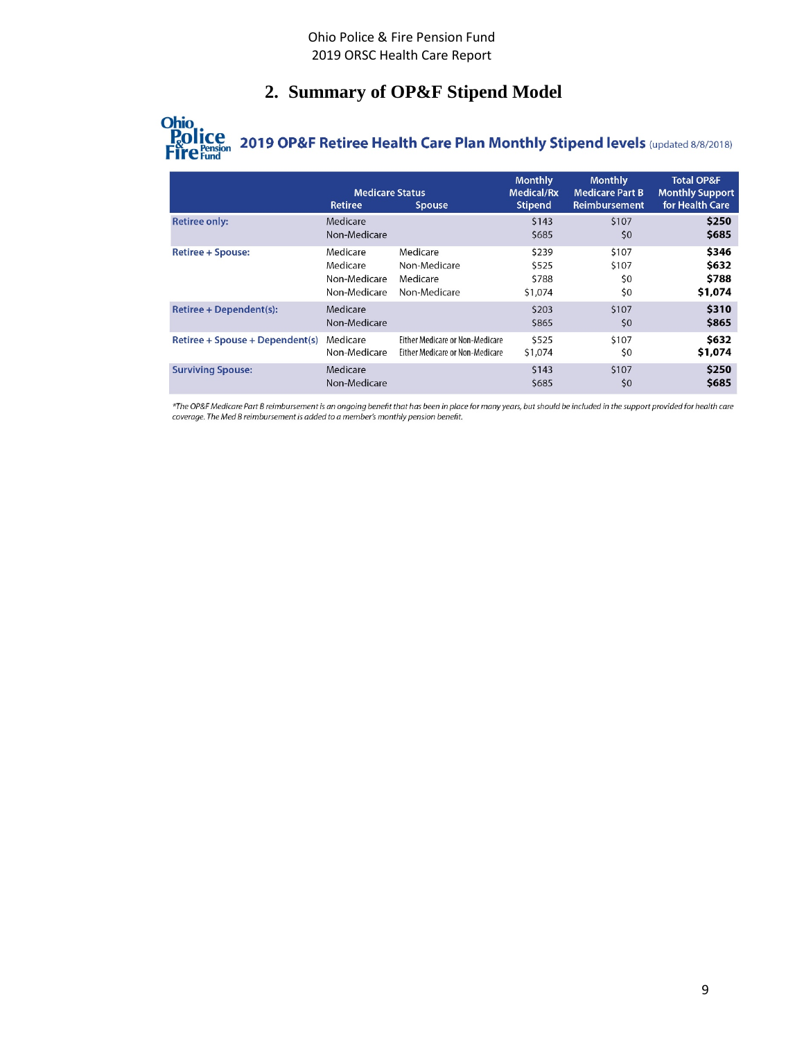## 2. Summary of OP&F Stipend Model

**2019 OP&F Retiree Health Care Plan Monthly Stipend levels** (updated 8/8/2018)

| | Medicare Status Retiree | Medicare Status Spouse | Monthly Medical/Rx Stipend | Monthly Medicare Part B Reimbursement | Total OP&F Monthly Support for Health Care |
|---|---|---|---|---|---|
| **Retiree only:** | Medicare | | $143 | $107 | **$250** |
| | Non-Medicare | | $685 | $0 | **$685** |
| **Retiree + Spouse:** | Medicare | Medicare | $239 | $107 | **$346** |
| | Medicare | Non-Medicare | $525 | $107 | **$632** |
| | Non-Medicare | Medicare | $788 | $0 | **$788** |
| | Non-Medicare | Non-Medicare | $1,074 | $0 | **$1,074** |
| **Retiree + Dependent(s):** | Medicare | | $203 | $107 | **$310** |
| | Non-Medicare | | $865 | $0 | **$865** |
| **Retiree + Spouse + Dependent(s)** | Medicare | Either Medicare or Non-Medicare | $525 | $107 | **$632** |
| | Non-Medicare | Either Medicare or Non-Medicare | $1,074 | $0 | **$1,074** |
| **Surviving Spouse:** | Medicare | | $143 | $107 | **$250** |
| | Non-Medicare | | $685 | $0 | **$685** |

*\*The OP&F Medicare Part B reimbursement is an ongoing benefit that has been in place for many years, but should be included in the support provided for health care coverage. The Med B reimbursement is added to a member's monthly pension benefit.*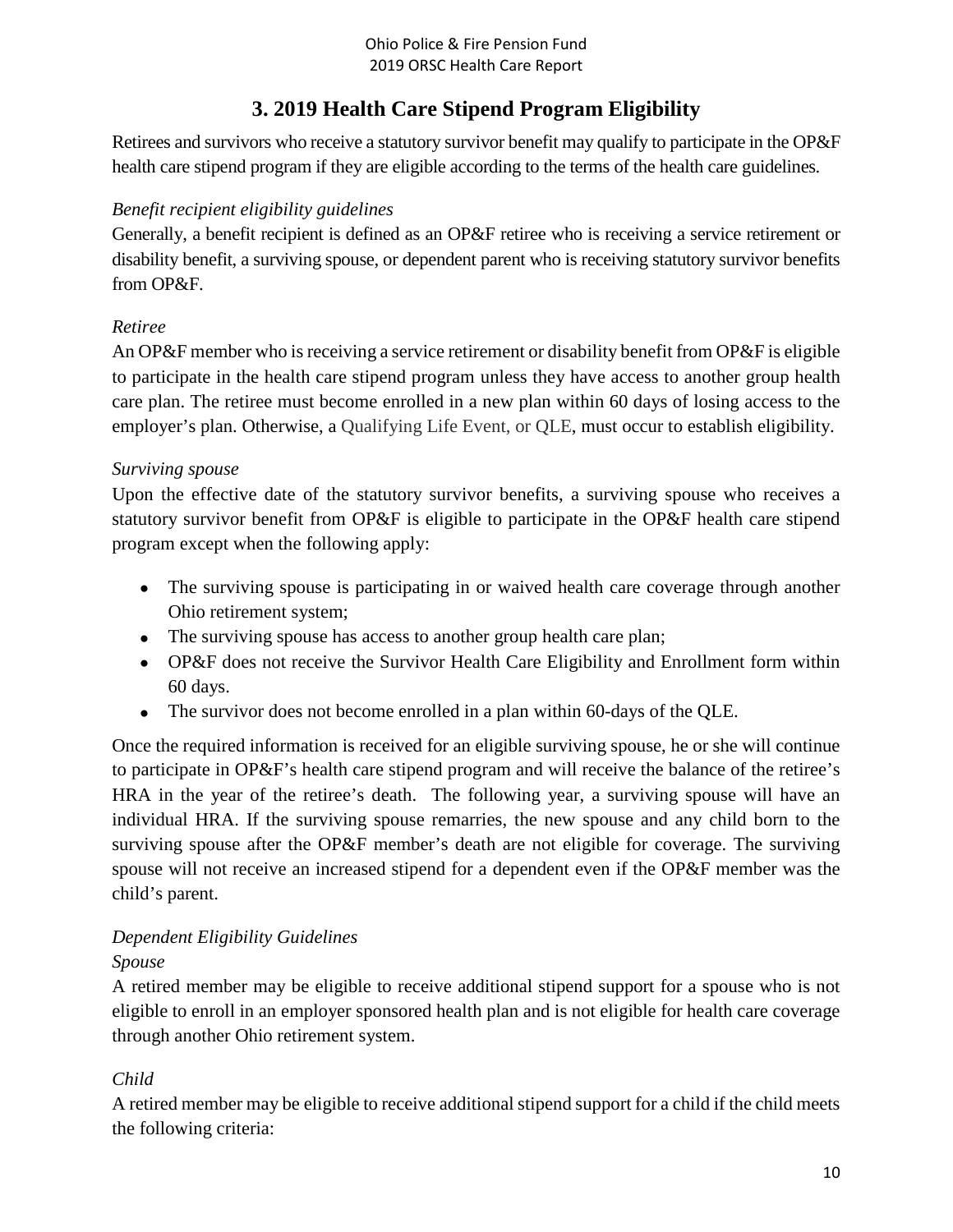## 3. 2019 Health Care Stipend Program Eligibility

Retirees and survivors who receive a statutory survivor benefit may qualify to participate in the OP&F health care stipend program if they are eligible according to the terms of the health care guidelines.

*Benefit recipient eligibility guidelines*

Generally, a benefit recipient is defined as an OP&F retiree who is receiving a service retirement or disability benefit, a surviving spouse, or dependent parent who is receiving statutory survivor benefits from OP&F.

*Retiree*

An OP&F member who is receiving a service retirement or disability benefit from OP&F is eligible to participate in the health care stipend program unless they have access to another group health care plan. The retiree must become enrolled in a new plan within 60 days of losing access to the employer's plan. Otherwise, a Qualifying Life Event, or QLE, must occur to establish eligibility.

*Surviving spouse*

Upon the effective date of the statutory survivor benefits, a surviving spouse who receives a statutory survivor benefit from OP&F is eligible to participate in the OP&F health care stipend program except when the following apply:

- The surviving spouse is participating in or waived health care coverage through another Ohio retirement system;
- The surviving spouse has access to another group health care plan;
- OP&F does not receive the Survivor Health Care Eligibility and Enrollment form within 60 days.
- The survivor does not become enrolled in a plan within 60-days of the QLE.

Once the required information is received for an eligible surviving spouse, he or she will continue to participate in OP&F's health care stipend program and will receive the balance of the retiree's HRA in the year of the retiree's death. The following year, a surviving spouse will have an individual HRA. If the surviving spouse remarries, the new spouse and any child born to the surviving spouse after the OP&F member's death are not eligible for coverage. The surviving spouse will not receive an increased stipend for a dependent even if the OP&F member was the child's parent.

*Dependent Eligibility Guidelines*

*Spouse*

A retired member may be eligible to receive additional stipend support for a spouse who is not eligible to enroll in an employer sponsored health plan and is not eligible for health care coverage through another Ohio retirement system.

*Child*

A retired member may be eligible to receive additional stipend support for a child if the child meets the following criteria: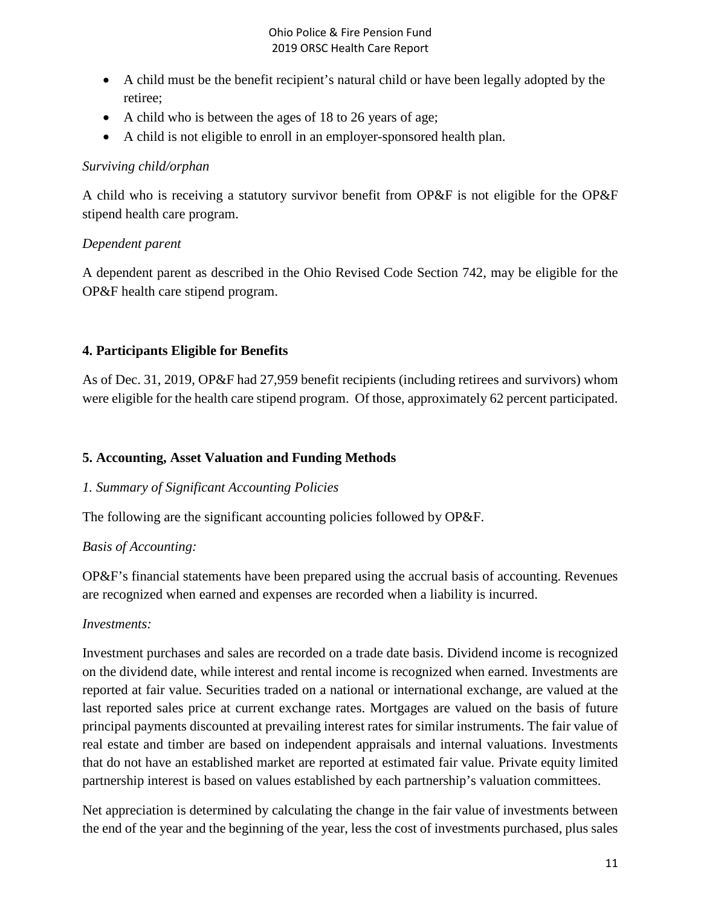- A child must be the benefit recipient's natural child or have been legally adopted by the retiree;
- A child who is between the ages of 18 to 26 years of age;
- A child is not eligible to enroll in an employer-sponsored health plan.

*Surviving child/orphan*

A child who is receiving a statutory survivor benefit from OP&F is not eligible for the OP&F stipend health care program.

*Dependent parent*

A dependent parent as described in the Ohio Revised Code Section 742, may be eligible for the OP&F health care stipend program.

## 4. Participants Eligible for Benefits

As of Dec. 31, 2019, OP&F had 27,959 benefit recipients (including retirees and survivors) whom were eligible for the health care stipend program. Of those, approximately 62 percent participated.

## 5. Accounting, Asset Valuation and Funding Methods

*1. Summary of Significant Accounting Policies*

The following are the significant accounting policies followed by OP&F.

*Basis of Accounting:*

OP&F's financial statements have been prepared using the accrual basis of accounting. Revenues are recognized when earned and expenses are recorded when a liability is incurred.

*Investments:*

Investment purchases and sales are recorded on a trade date basis. Dividend income is recognized on the dividend date, while interest and rental income is recognized when earned. Investments are reported at fair value. Securities traded on a national or international exchange, are valued at the last reported sales price at current exchange rates. Mortgages are valued on the basis of future principal payments discounted at prevailing interest rates for similar instruments. The fair value of real estate and timber are based on independent appraisals and internal valuations. Investments that do not have an established market are reported at estimated fair value. Private equity limited partnership interest is based on values established by each partnership's valuation committees.

Net appreciation is determined by calculating the change in the fair value of investments between the end of the year and the beginning of the year, less the cost of investments purchased, plus sales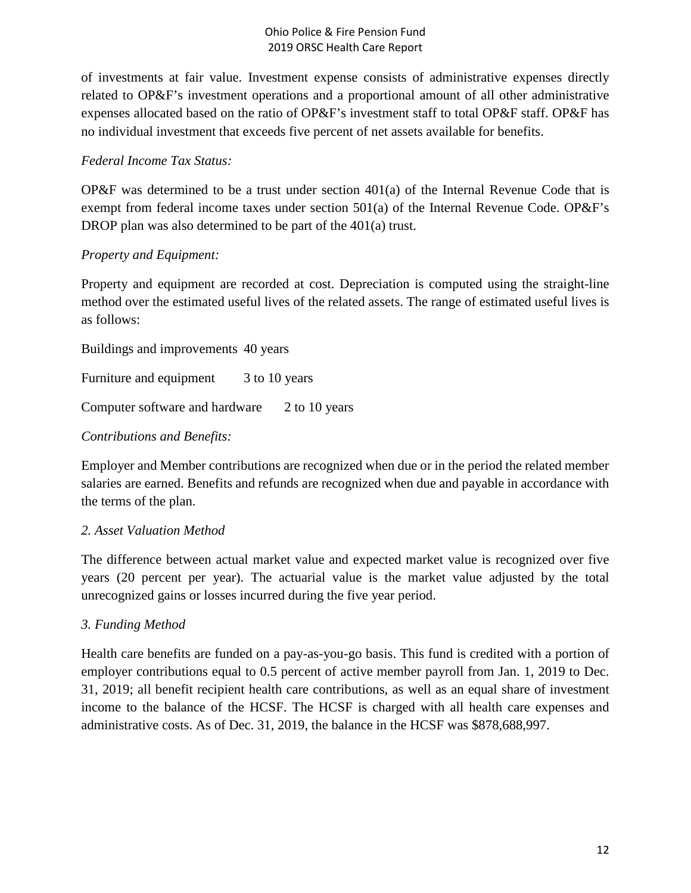of investments at fair value. Investment expense consists of administrative expenses directly related to OP&F's investment operations and a proportional amount of all other administrative expenses allocated based on the ratio of OP&F's investment staff to total OP&F staff. OP&F has no individual investment that exceeds five percent of net assets available for benefits.

*Federal Income Tax Status:*

OP&F was determined to be a trust under section 401(a) of the Internal Revenue Code that is exempt from federal income taxes under section 501(a) of the Internal Revenue Code. OP&F's DROP plan was also determined to be part of the 401(a) trust.

*Property and Equipment:*

Property and equipment are recorded at cost. Depreciation is computed using the straight-line method over the estimated useful lives of the related assets. The range of estimated useful lives is as follows:

Buildings and improvements 40 years

Furniture and equipment 3 to 10 years

Computer software and hardware 2 to 10 years

*Contributions and Benefits:*

Employer and Member contributions are recognized when due or in the period the related member salaries are earned. Benefits and refunds are recognized when due and payable in accordance with the terms of the plan.

*2. Asset Valuation Method*

The difference between actual market value and expected market value is recognized over five years (20 percent per year). The actuarial value is the market value adjusted by the total unrecognized gains or losses incurred during the five year period.

*3. Funding Method*

Health care benefits are funded on a pay-as-you-go basis. This fund is credited with a portion of employer contributions equal to 0.5 percent of active member payroll from Jan. 1, 2019 to Dec. 31, 2019; all benefit recipient health care contributions, as well as an equal share of investment income to the balance of the HCSF. The HCSF is charged with all health care expenses and administrative costs. As of Dec. 31, 2019, the balance in the HCSF was $878,688,997.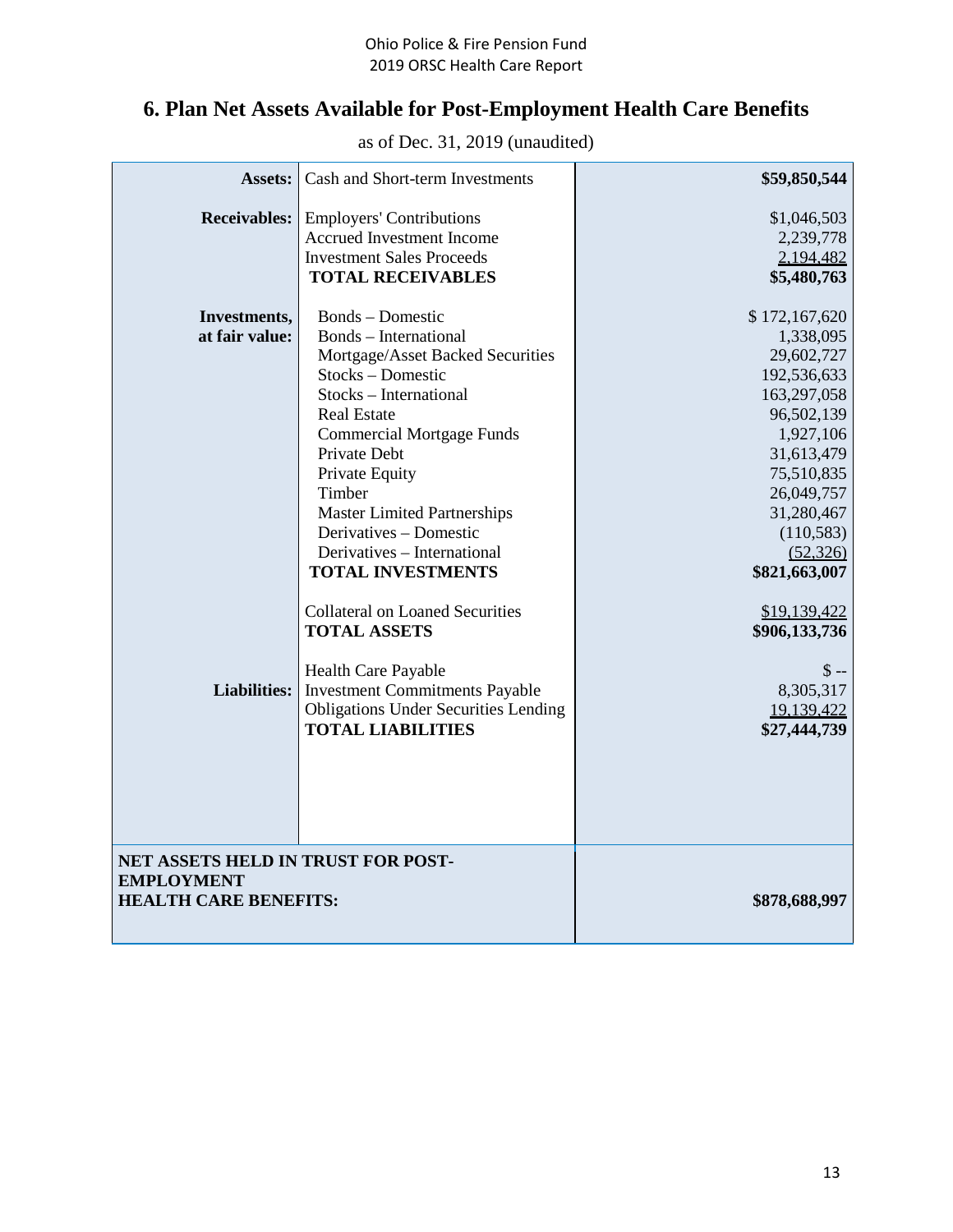## 6. Plan Net Assets Available for Post-Employment Health Care Benefits

as of Dec. 31, 2019 (unaudited)

| | | |
|---|---|---|
| **Assets:** | Cash and Short-term Investments | **$59,850,544** |
| **Receivables:** | Employers' Contributions | $1,046,503 |
| | Accrued Investment Income | 2,239,778 |
| | Investment Sales Proceeds | 2,194,482 |
| | **TOTAL RECEIVABLES** | **$5,480,763** |
| **Investments, at fair value:** | Bonds – Domestic | $ 172,167,620 |
| | Bonds – International | 1,338,095 |
| | Mortgage/Asset Backed Securities | 29,602,727 |
| | Stocks – Domestic | 192,536,633 |
| | Stocks – International | 163,297,058 |
| | Real Estate | 96,502,139 |
| | Commercial Mortgage Funds | 1,927,106 |
| | Private Debt | 31,613,479 |
| | Private Equity | 75,510,835 |
| | Timber | 26,049,757 |
| | Master Limited Partnerships | 31,280,467 |
| | Derivatives – Domestic | (110,583) |
| | Derivatives – International | (52,326) |
| | **TOTAL INVESTMENTS** | **$821,663,007** |
| | Collateral on Loaned Securities | $19,139,422 |
| | **TOTAL ASSETS** | **$906,133,736** |
| **Liabilities:** | Health Care Payable | $ -- |
| | Investment Commitments Payable | 8,305,317 |
| | Obligations Under Securities Lending | 19,139,422 |
| | **TOTAL LIABILITIES** | **$27,444,739** |
| **NET ASSETS HELD IN TRUST FOR POST-EMPLOYMENT HEALTH CARE BENEFITS:** | | **$878,688,997** |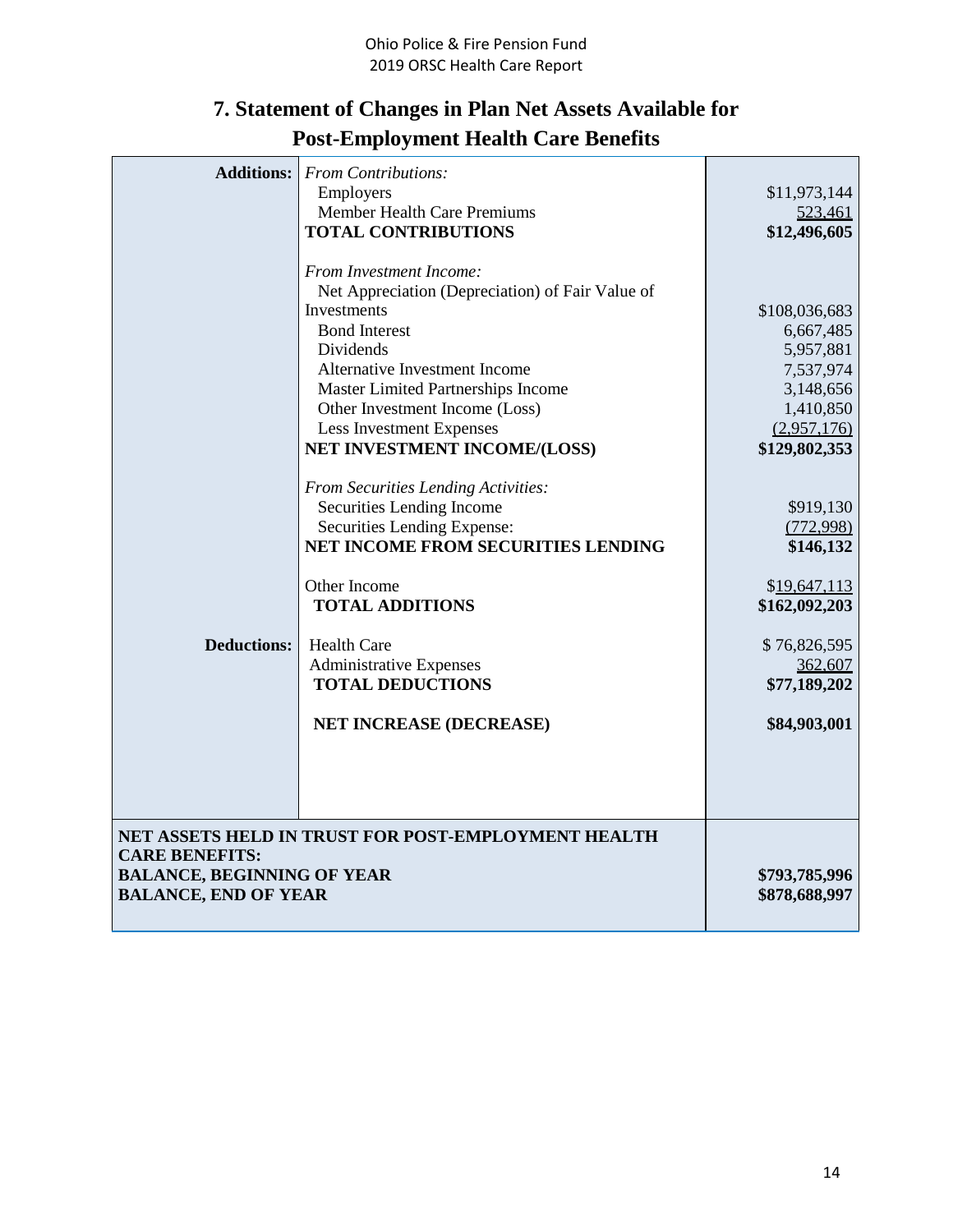# 7. Statement of Changes in Plan Net Assets Available for Post-Employment Health Care Benefits

| | | |
|---|---|---|
| **Additions:** | *From Contributions:* | |
| | Employers | $11,973,144 |
| | Member Health Care Premiums | 523,461 |
| | **TOTAL CONTRIBUTIONS** | **$12,496,605** |
| | *From Investment Income:* | |
| | Net Appreciation (Depreciation) of Fair Value of Investments | $108,036,683 |
| | Bond Interest | 6,667,485 |
| | Dividends | 5,957,881 |
| | Alternative Investment Income | 7,537,974 |
| | Master Limited Partnerships Income | 3,148,656 |
| | Other Investment Income (Loss) | 1,410,850 |
| | Less Investment Expenses | (2,957,176) |
| | **NET INVESTMENT INCOME/(LOSS)** | **$129,802,353** |
| | *From Securities Lending Activities:* | |
| | Securities Lending Income | $919,130 |
| | Securities Lending Expense: | (772,998) |
| | **NET INCOME FROM SECURITIES LENDING** | **$146,132** |
| | Other Income | $19,647,113 |
| | **TOTAL ADDITIONS** | **$162,092,203** |
| **Deductions:** | Health Care | $ 76,826,595 |
| | Administrative Expenses | 362,607 |
| | **TOTAL DEDUCTIONS** | **$77,189,202** |
| | **NET INCREASE (DECREASE)** | **$84,903,001** |
| **NET ASSETS HELD IN TRUST FOR POST-EMPLOYMENT HEALTH CARE BENEFITS:** | | |
| **BALANCE, BEGINNING OF YEAR** | | **$793,785,996** |
| **BALANCE, END OF YEAR** | | **$878,688,997** |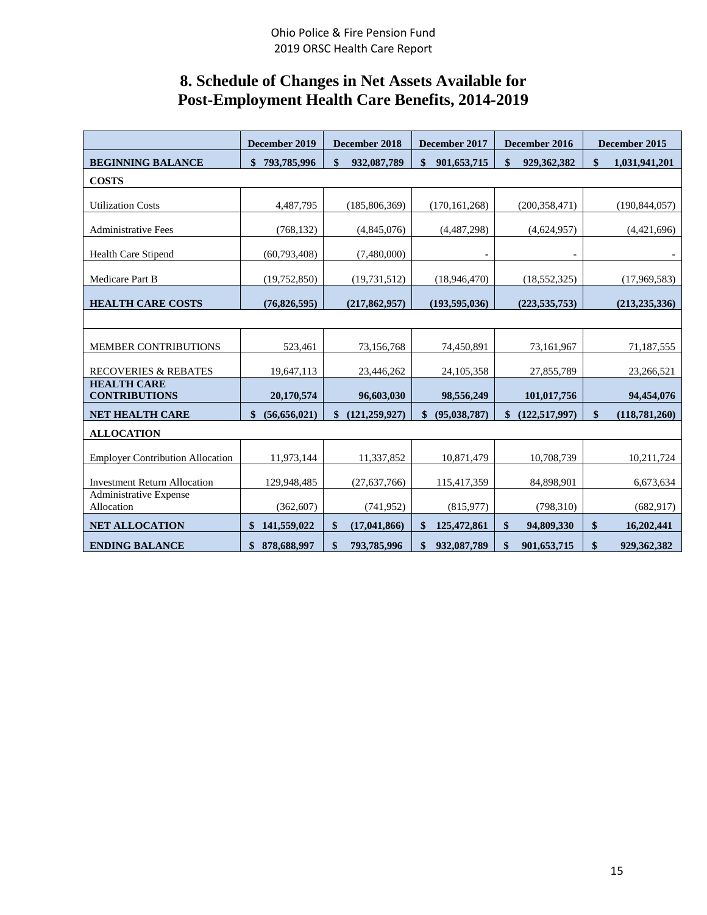# 8. Schedule of Changes in Net Assets Available for Post-Employment Health Care Benefits, 2014-2019

| | December 2019 | December 2018 | December 2017 | December 2016 | December 2015 |
|---|---|---|---|---|---|
| **BEGINNING BALANCE** | **$ 793,785,996** | **$ 932,087,789** | **$ 901,653,715** | **$ 929,362,382** | **$ 1,031,941,201** |
| **COSTS** | | | | | |
| Utilization Costs | 4,487,795 | (185,806,369) | (170,161,268) | (200,358,471) | (190,844,057) |
| Administrative Fees | (768,132) | (4,845,076) | (4,487,298) | (4,624,957) | (4,421,696) |
| Health Care Stipend | (60,793,408) | (7,480,000) | - | - | - |
| Medicare Part B | (19,752,850) | (19,731,512) | (18,946,470) | (18,552,325) | (17,969,583) |
| **HEALTH CARE COSTS** | **(76,826,595)** | **(217,862,957)** | **(193,595,036)** | **(223,535,753)** | **(213,235,336)** |
| | | | | | |
| MEMBER CONTRIBUTIONS | 523,461 | 73,156,768 | 74,450,891 | 73,161,967 | 71,187,555 |
| RECOVERIES & REBATES | 19,647,113 | 23,446,262 | 24,105,358 | 27,855,789 | 23,266,521 |
| **HEALTH CARE CONTRIBUTIONS** | **20,170,574** | **96,603,030** | **98,556,249** | **101,017,756** | **94,454,076** |
| **NET HEALTH CARE** | **$ (56,656,021)** | **$ (121,259,927)** | **$ (95,038,787)** | **$ (122,517,997)** | **$ (118,781,260)** |
| **ALLOCATION** | | | | | |
| Employer Contribution Allocation | 11,973,144 | 11,337,852 | 10,871,479 | 10,708,739 | 10,211,724 |
| Investment Return Allocation | 129,948,485 | (27,637,766) | 115,417,359 | 84,898,901 | 6,673,634 |
| Administrative Expense Allocation | (362,607) | (741,952) | (815,977) | (798,310) | (682,917) |
| **NET ALLOCATION** | **$ 141,559,022** | **$ (17,041,866)** | **$ 125,472,861** | **$ 94,809,330** | **$ 16,202,441** |
| **ENDING BALANCE** | **$ 878,688,997** | **$ 793,785,996** | **$ 932,087,789** | **$ 901,653,715** | **$ 929,362,382** |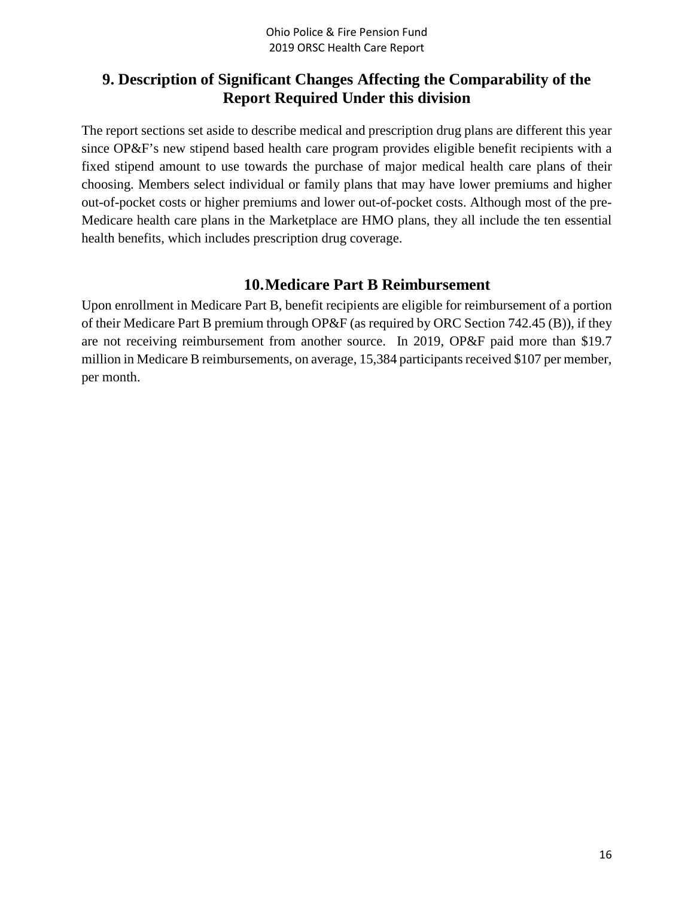## 9. Description of Significant Changes Affecting the Comparability of the Report Required Under this division

The report sections set aside to describe medical and prescription drug plans are different this year since OP&F's new stipend based health care program provides eligible benefit recipients with a fixed stipend amount to use towards the purchase of major medical health care plans of their choosing. Members select individual or family plans that may have lower premiums and higher out-of-pocket costs or higher premiums and lower out-of-pocket costs. Although most of the pre-Medicare health care plans in the Marketplace are HMO plans, they all include the ten essential health benefits, which includes prescription drug coverage.

## 10. Medicare Part B Reimbursement

Upon enrollment in Medicare Part B, benefit recipients are eligible for reimbursement of a portion of their Medicare Part B premium through OP&F (as required by ORC Section 742.45 (B)), if they are not receiving reimbursement from another source. In 2019, OP&F paid more than $19.7 million in Medicare B reimbursements, on average, 15,384 participants received $107 per member, per month.